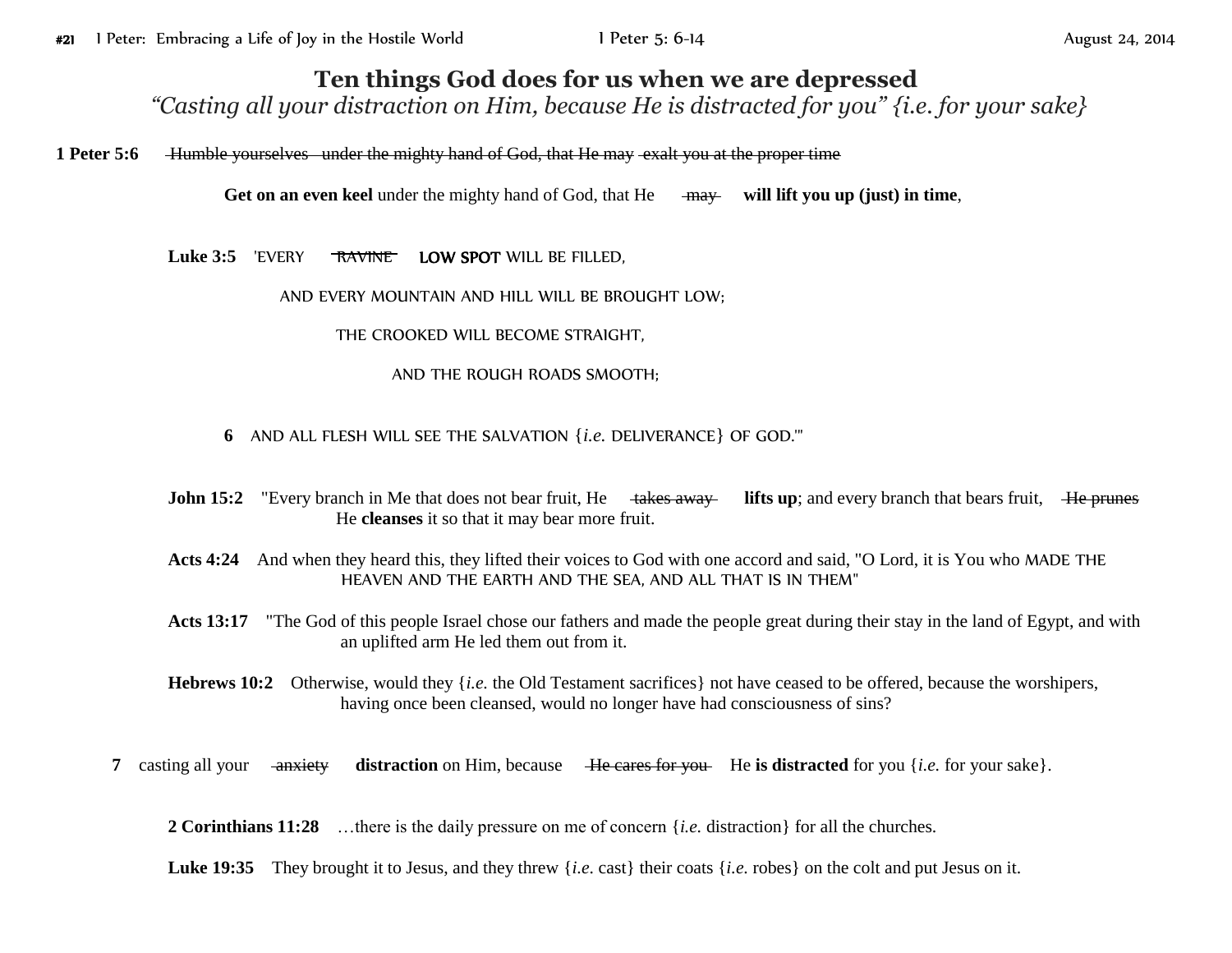# Ten things God does for us when we are depressed

*"Casting all your distraction on Him, because He is distracted for you" {i.e. for your sake}*

**1 Peter 5:6** ~~Humble yourselves under the mighty hand of God, that He may exalt you at the proper time~~

**Get on an even keel** under the mighty hand of God, that He ~~may~~ **will lift you up (just) in time**,

**Luke 3:5** 'EVERY ~~RAVINE~~ **LOW SPOT** WILL BE FILLED,

AND EVERY MOUNTAIN AND HILL WILL BE BROUGHT LOW;

THE CROOKED WILL BECOME STRAIGHT,

AND THE ROUGH ROADS SMOOTH;

**6** AND ALL FLESH WILL SEE THE SALVATION {*i.e.* DELIVERANCE} OF GOD.'"

**John 15:2** "Every branch in Me that does not bear fruit, He ~~takes away~~ **lifts up**; and every branch that bears fruit, ~~He prunes~~ He **cleanses** it so that it may bear more fruit.

**Acts 4:24** And when they heard this, they lifted their voices to God with one accord and said, "O Lord, it is You who MADE THE HEAVEN AND THE EARTH AND THE SEA, AND ALL THAT IS IN THEM"

**Acts 13:17** "The God of this people Israel chose our fathers and made the people great during their stay in the land of Egypt, and with an uplifted arm He led them out from it.

**Hebrews 10:2** Otherwise, would they {*i.e.* the Old Testament sacrifices} not have ceased to be offered, because the worshipers, having once been cleansed, would no longer have had consciousness of sins?

**7** casting all your ~~anxiety~~ **distraction** on Him, because ~~He cares for you~~ He **is distracted** for you {*i.e.* for your sake}.

**2 Corinthians 11:28** …there is the daily pressure on me of concern {*i.e.* distraction} for all the churches.

**Luke 19:35** They brought it to Jesus, and they threw {*i.e.* cast} their coats {*i.e.* robes} on the colt and put Jesus on it.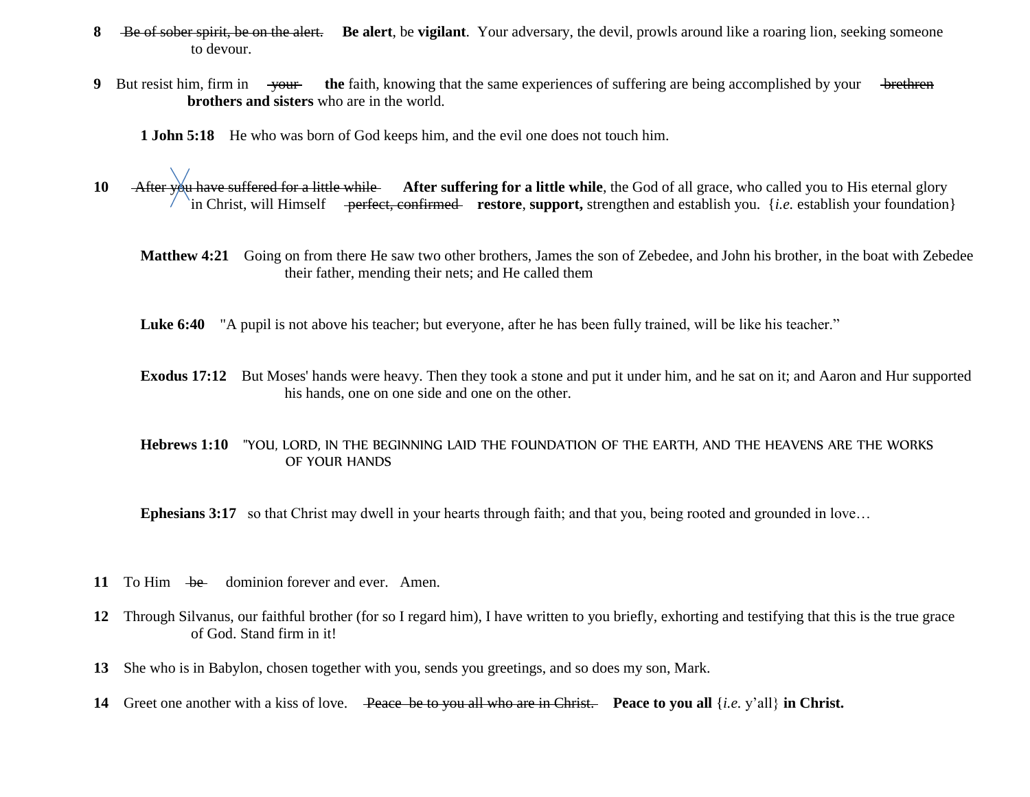**8** ~~Be of sober spirit, be on the alert.~~ **Be alert**, be **vigilant**. Your adversary, the devil, prowls around like a roaring lion, seeking someone to devour.

**9** But resist him, firm in ~~your~~ **the** faith, knowing that the same experiences of suffering are being accomplished by your ~~brethren~~ **brothers and sisters** who are in the world.

**1 John 5:18** He who was born of God keeps him, and the evil one does not touch him.

**10** ~~After you have suffered for a little while~~ **After suffering for a little while**, the God of all grace, who called you to His eternal glory in Christ, will Himself ~~perfect, confirmed~~ **restore**, **support,** strengthen and establish you. {*i.e.* establish your foundation}

**Matthew 4:21** Going on from there He saw two other brothers, James the son of Zebedee, and John his brother, in the boat with Zebedee their father, mending their nets; and He called them

**Luke 6:40** "A pupil is not above his teacher; but everyone, after he has been fully trained, will be like his teacher."

**Exodus 17:12** But Moses' hands were heavy. Then they took a stone and put it under him, and he sat on it; and Aaron and Hur supported his hands, one on one side and one on the other.

**Hebrews 1:10** "YOU, LORD, IN THE BEGINNING LAID THE FOUNDATION OF THE EARTH, AND THE HEAVENS ARE THE WORKS OF YOUR HANDS

**Ephesians 3:17** so that Christ may dwell in your hearts through faith; and that you, being rooted and grounded in love…

**11** To Him ~~be~~ dominion forever and ever. Amen.

**12** Through Silvanus, our faithful brother (for so I regard him), I have written to you briefly, exhorting and testifying that this is the true grace of God. Stand firm in it!

**13** She who is in Babylon, chosen together with you, sends you greetings, and so does my son, Mark.

**14** Greet one another with a kiss of love. ~~Peace be to you all who are in Christ.~~ **Peace to you all** {*i.e.* y'all} **in Christ.**